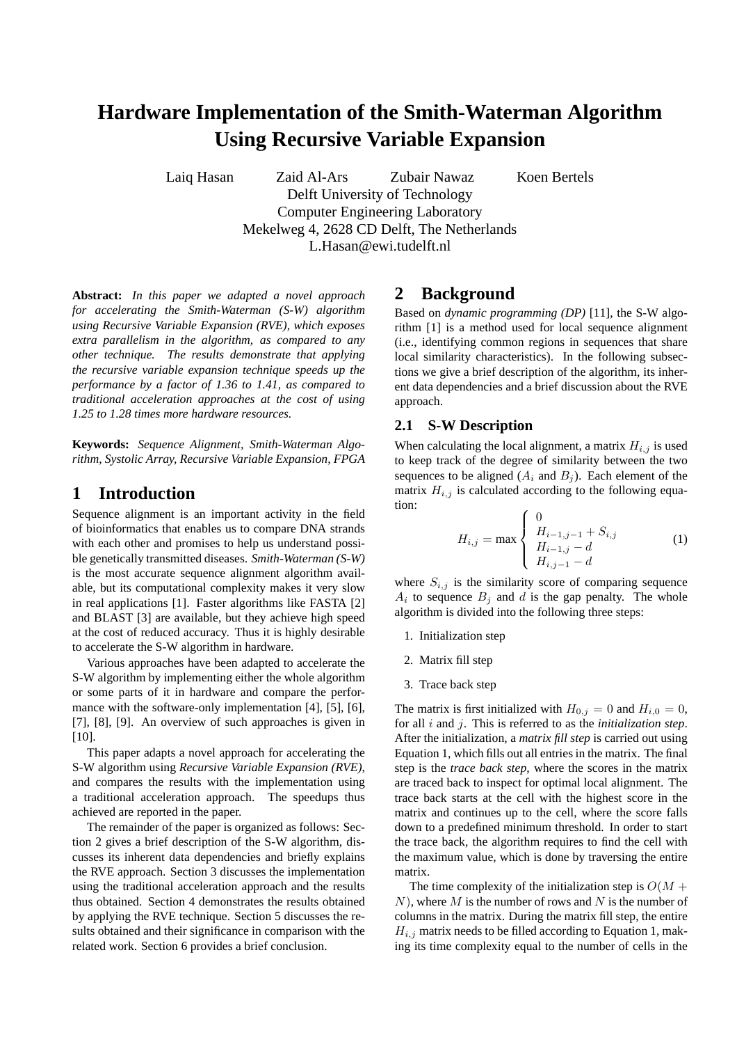# Hardware Implementation of the Smith-Waterman Algorithm Using Recursive Variable Expansion

Laiq Hasan Zaid Al-Ars Zubair Nawaz Koen Bertels
Delft University of Technology
Computer Engineering Laboratory
Mekelweg 4, 2628 CD Delft, The Netherlands
L.Hasan@ewi.tudelft.nl

**Abstract:** *In this paper we adapted a novel approach for accelerating the Smith-Waterman (S-W) algorithm using Recursive Variable Expansion (RVE), which exposes extra parallelism in the algorithm, as compared to any other technique. The results demonstrate that applying the recursive variable expansion technique speeds up the performance by a factor of 1.36 to 1.41, as compared to traditional acceleration approaches at the cost of using 1.25 to 1.28 times more hardware resources.*

**Keywords:** *Sequence Alignment, Smith-Waterman Algorithm, Systolic Array, Recursive Variable Expansion, FPGA*

## 1 Introduction

Sequence alignment is an important activity in the field of bioinformatics that enables us to compare DNA strands with each other and promises to help us understand possible genetically transmitted diseases. *Smith-Waterman (S-W)* is the most accurate sequence alignment algorithm available, but its computational complexity makes it very slow in real applications [1]. Faster algorithms like FASTA [2] and BLAST [3] are available, but they achieve high speed at the cost of reduced accuracy. Thus it is highly desirable to accelerate the S-W algorithm in hardware.

Various approaches have been adapted to accelerate the S-W algorithm by implementing either the whole algorithm or some parts of it in hardware and compare the performance with the software-only implementation [4], [5], [6], [7], [8], [9]. An overview of such approaches is given in [10].

This paper adapts a novel approach for accelerating the S-W algorithm using *Recursive Variable Expansion (RVE)*, and compares the results with the implementation using a traditional acceleration approach. The speedups thus achieved are reported in the paper.

The remainder of the paper is organized as follows: Section 2 gives a brief description of the S-W algorithm, discusses its inherent data dependencies and briefly explains the RVE approach. Section 3 discusses the implementation using the traditional acceleration approach and the results thus obtained. Section 4 demonstrates the results obtained by applying the RVE technique. Section 5 discusses the results obtained and their significance in comparison with the related work. Section 6 provides a brief conclusion.

## 2 Background

Based on *dynamic programming (DP)* [11], the S-W algorithm [1] is a method used for local sequence alignment (i.e., identifying common regions in sequences that share local similarity characteristics). In the following subsections we give a brief description of the algorithm, its inherent data dependencies and a brief discussion about the RVE approach.

### 2.1 S-W Description

When calculating the local alignment, a matrix $H_{i,j}$ is used to keep track of the degree of similarity between the two sequences to be aligned ($A_i$ and $B_j$). Each element of the matrix $H_{i,j}$ is calculated according to the following equation:

$$H_{i,j} = \max \begin{cases} 0 \\ H_{i-1,j-1} + S_{i,j} \\ H_{i-1,j} - d \\ H_{i,j-1} - d \end{cases} \quad (1)$$

where $S_{i,j}$ is the similarity score of comparing sequence $A_i$ to sequence $B_j$ and $d$ is the gap penalty. The whole algorithm is divided into the following three steps:

1. Initialization step
2. Matrix fill step
3. Trace back step

The matrix is first initialized with $H_{0,j} = 0$ and $H_{i,0} = 0$, for all $i$ and $j$. This is referred to as the *initialization step*. After the initialization, a *matrix fill step* is carried out using Equation 1, which fills out all entries in the matrix. The final step is the *trace back step*, where the scores in the matrix are traced back to inspect for optimal local alignment. The trace back starts at the cell with the highest score in the matrix and continues up to the cell, where the score falls down to a predefined minimum threshold. In order to start the trace back, the algorithm requires to find the cell with the maximum value, which is done by traversing the entire matrix.

The time complexity of the initialization step is $O(M + N)$, where $M$ is the number of rows and $N$ is the number of columns in the matrix. During the matrix fill step, the entire $H_{i,j}$ matrix needs to be filled according to Equation 1, making its time complexity equal to the number of cells in the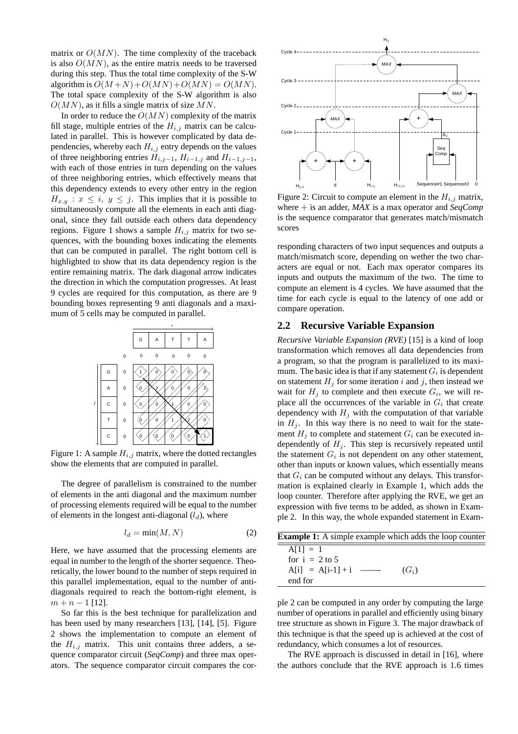matrix or $O(MN)$. The time complexity of the traceback is also $O(MN)$, as the entire matrix needs to be traversed during this step. Thus the total time complexity of the S-W algorithm is $O(M+N)+O(MN)+O(MN) = O(MN)$. The total space complexity of the S-W algorithm is also $O(MN)$, as it fills a single matrix of size $MN$.

In order to reduce the $O(MN)$ complexity of the matrix fill stage, multiple entries of the $H_{i,j}$ matrix can be calculated in parallel. This is however complicated by data dependencies, whereby each $H_{i,j}$ entry depends on the values of three neighboring entries $H_{i,j-1}$, $H_{i-1,j}$ and $H_{i-1,j-1}$, with each of those entries in turn depending on the values of three neighboring entries, which effectively means that this dependency extends to every other entry in the region $H_{x,y} : x \leq i,\ y \leq j$. This implies that it is possible to simultaneously compute all the elements in each anti diagonal, since they fall outside each others data dependency regions. Figure 1 shows a sample $H_{i,j}$ matrix for two sequences, with the bounding boxes indicating the elements that can be computed in parallel. The right bottom cell is highlighted to show that its data dependency region is the entire remaining matrix. The dark diagonal arrow indicates the direction in which the computation progresses. At least 9 cycles are required for this computation, as there are 9 bounding boxes representing 9 anti diagonals and a maximum of 5 cells may be computed in parallel.

Figure 1: A sample $H_{i,j}$ matrix, where the dotted rectangles show the elements that are computed in parallel.

The degree of parallelism is constrained to the number of elements in the anti diagonal and the maximum number of processing elements required will be equal to the number of elements in the longest anti-diagonal ($l_d$), where

$$l_d = \min(M, N) \tag{2}$$

Here, we have assumed that the processing elements are equal in number to the length of the shorter sequence. Theoretically, the lower bound to the number of steps required in this parallel implementation, equal to the number of anti-diagonals required to reach the bottom-right element, is $m + n - 1$ [12].

So far this is the best technique for parallelization and has been used by many researchers [13], [14], [5]. Figure 2 shows the implementation to compute an element of the $H_{i,j}$ matrix. This unit contains three adders, a sequence comparator circuit (*SeqComp*) and three max operators. The sequence comparator circuit compares the corresponding characters of two input sequences and outputs a match/mismatch score, depending on wether the two characters are equal or not. Each max operator compares its inputs and outputs the maximum of the two. The time to compute an element is 4 cycles. We have assumed that the time for each cycle is equal to the latency of one add or compare operation.

Figure 2: Circuit to compute an element in the $H_{i,j}$ matrix, where $+$ is an adder, *MAX* is a max operator and *SeqComp* is the sequence comparator that generates match/mismatch scores

## 2.2 Recursive Variable Expansion

*Recursive Variable Expansion (RVE)* [15] is a kind of loop transformation which removes all data dependencies from a program, so that the program is parallelized to its maximum. The basic idea is that if any statement $G_i$ is dependent on statement $H_j$ for some iteration $i$ and $j$, then instead we wait for $H_j$ to complete and then execute $G_i$, we will replace all the occurrences of the variable in $G_i$ that create dependency with $H_j$ with the computation of that variable in $H_j$. In this way there is no need to wait for the statement $H_j$ to complete and statement $G_i$ can be executed independently of $H_j$. This step is recursively repeated until the statement $G_i$ is not dependent on any other statement, other than inputs or known values, which essentially means that $G_i$ can be computed without any delays. This transformation is explained clearly in Example 1, which adds the loop counter. Therefore after applying the RVE, we get an expression with five terms to be added, as shown in Example 2. In this way, the whole expanded statement in Example 2 can be computed in any order by computing the large number of operations in parallel and efficiently using binary tree structure as shown in Figure 3. The major drawback of this technique is that the speed up is achieved at the cost of redundancy, which consumes a lot of resources.

**Example 1:** A simple example which adds the loop counter

```
A[1] = 1
for i = 2 to 5
A[i] = A[i-1] + i   ——   (G_i)
end for
```

The RVE approach is discussed in detail in [16], where the authors conclude that the RVE approach is 1.6 times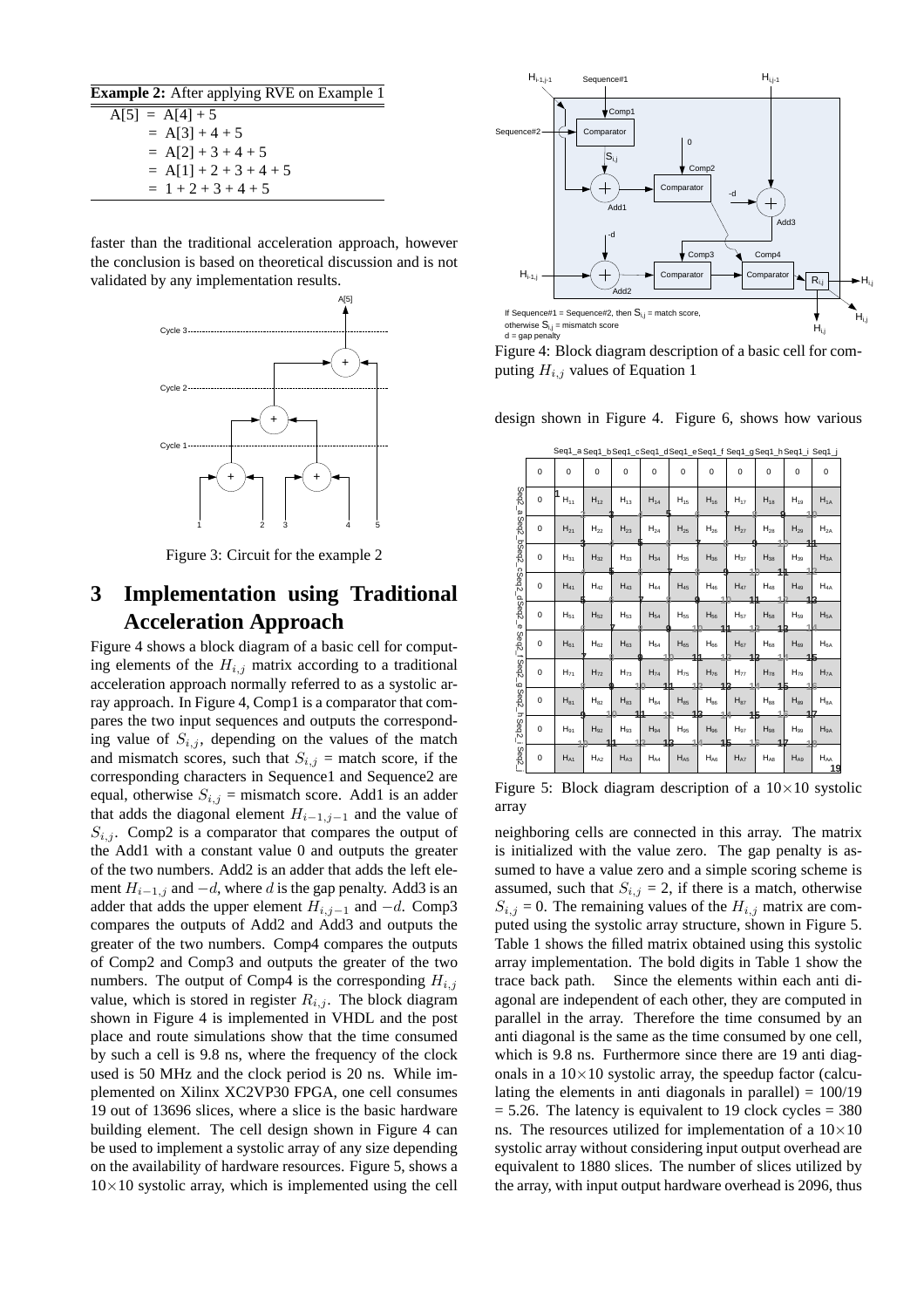**Example 2:** After applying RVE on Example 1

| |
|---|
| A[5] = A[4] + 5 |
| = A[3] + 4 + 5 |
| = A[2] + 3 + 4 + 5 |
| = A[1] + 2 + 3 + 4 + 5 |
| = 1 + 2 + 3 + 4 + 5 |

faster than the traditional acceleration approach, however the conclusion is based on theoretical discussion and is not validated by any implementation results.

Figure 3: Circuit for the example 2

## 3 Implementation using Traditional Acceleration Approach

Figure 4 shows a block diagram of a basic cell for computing elements of the $H_{i,j}$ matrix according to a traditional acceleration approach normally referred to as a systolic array approach. In Figure 4, Comp1 is a comparator that compares the two input sequences and outputs the corresponding value of $S_{i,j}$, depending on the values of the match and mismatch scores, such that $S_{i,j}$ = match score, if the corresponding characters in Sequence1 and Sequence2 are equal, otherwise $S_{i,j}$ = mismatch score. Add1 is an adder that adds the diagonal element $H_{i-1,j-1}$ and the value of $S_{i,j}$. Comp2 is a comparator that compares the output of the Add1 with a constant value 0 and outputs the greater of the two numbers. Add2 is an adder that adds the left element $H_{i-1,j}$ and $-d$, where $d$ is the gap penalty. Add3 is an adder that adds the upper element $H_{i,j-1}$ and $-d$. Comp3 compares the outputs of Add2 and Add3 and outputs the greater of the two numbers. Comp4 compares the outputs of Comp2 and Comp3 and outputs the greater of the two numbers. The output of Comp4 is the corresponding $H_{i,j}$ value, which is stored in register $R_{i,j}$. The block diagram shown in Figure 4 is implemented in VHDL and the post place and route simulations show that the time consumed by such a cell is 9.8 ns, where the frequency of the clock used is 50 MHz and the clock period is 20 ns. While implemented on Xilinx XC2VP30 FPGA, one cell consumes 19 out of 13696 slices, where a slice is the basic hardware building element. The cell design shown in Figure 4 can be used to implement a systolic array of any size depending on the availability of hardware resources. Figure 5, shows a $10\times10$ systolic array, which is implemented using the cell design shown in Figure 4. Figure 6, shows how various neighboring cells are connected in this array. The matrix is initialized with the value zero. The gap penalty is assumed to have a value zero and a simple scoring scheme is assumed, such that $S_{i,j}$ = 2, if there is a match, otherwise $S_{i,j}$ = 0. The remaining values of the $H_{i,j}$ matrix are computed using the systolic array structure, shown in Figure 5. Table 1 shows the filled matrix obtained using this systolic array implementation. The bold digits in Table 1 show the trace back path. Since the elements within each anti diagonal are independent of each other, they are computed in parallel in the array. Therefore the time consumed by an anti diagonal is the same as the time consumed by one cell, which is 9.8 ns. Furthermore since there are 19 anti diagonals in a $10\times10$ systolic array, the speedup factor (calculating the elements in anti diagonals in parallel) = 100/19 = 5.26. The latency is equivalent to 19 clock cycles = 380 ns. The resources utilized for implementation of a $10\times10$ systolic array without considering input output overhead are equivalent to 1880 slices. The number of slices utilized by the array, with input output hardware overhead is 2096, thus

Figure 4: Block diagram description of a basic cell for computing $H_{i,j}$ values of Equation 1

Figure 5: Block diagram description of a $10\times10$ systolic array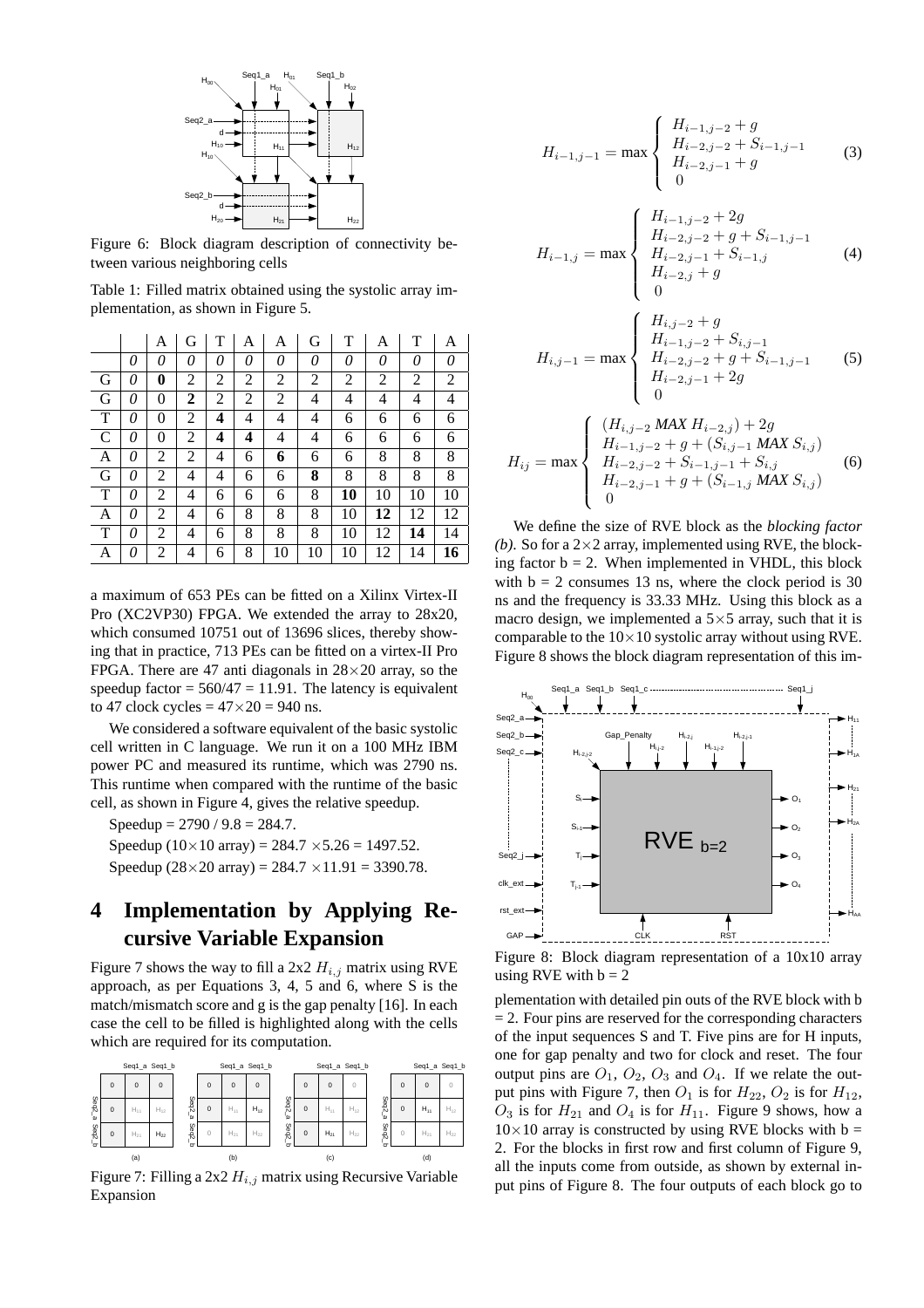Figure 6: Block diagram description of connectivity between various neighboring cells

Table 1: Filled matrix obtained using the systolic array implementation, as shown in Figure 5.

| | | A | G | T | A | A | G | T | A | T | A |
|---|---|---|---|---|---|---|---|---|---|---|---|
| | *0* | *0* | *0* | *0* | *0* | *0* | *0* | *0* | *0* | *0* | *0* |
| G | *0* | **0** | 2 | 2 | 2 | 2 | 2 | 2 | 2 | 2 | 2 |
| G | *0* | 0 | **2** | 2 | 2 | 2 | 4 | 4 | 4 | 4 | 4 |
| T | *0* | 0 | 2 | **4** | 4 | 4 | 4 | 6 | 6 | 6 | 6 |
| C | *0* | 0 | 2 | **4** | **4** | 4 | 4 | 6 | 6 | 6 | 6 |
| A | *0* | 2 | 2 | 4 | 6 | **6** | 6 | 6 | 8 | 8 | 8 |
| G | *0* | 2 | 4 | 4 | 6 | 6 | **8** | 8 | 8 | 8 | 8 |
| T | *0* | 2 | 4 | 6 | 6 | 6 | 8 | **10** | 10 | 10 | 10 |
| A | *0* | 2 | 4 | 6 | 8 | 8 | 8 | 10 | **12** | 12 | 12 |
| T | *0* | 2 | 4 | 6 | 8 | 8 | 8 | 10 | 12 | **14** | 14 |
| A | *0* | 2 | 4 | 6 | 8 | 10 | 10 | 10 | 12 | 14 | **16** |

a maximum of 653 PEs can be fitted on a Xilinx Virtex-II Pro (XC2VP30) FPGA. We extended the array to 28x20, which consumed 10751 out of 13696 slices, thereby showing that in practice, 713 PEs can be fitted on a virtex-II Pro FPGA. There are 47 anti diagonals in $28\times20$ array, so the speedup factor = 560/47 = 11.91. The latency is equivalent to 47 clock cycles = $47\times20$ = 940 ns.

We considered a software equivalent of the basic systolic cell written in C language. We run it on a 100 MHz IBM power PC and measured its runtime, which was 2790 ns. This runtime when compared with the runtime of the basic cell, as shown in Figure 4, gives the relative speedup.

Speedup = 2790 / 9.8 = 284.7.

Speedup ($10\times10$ array) = 284.7 $\times$5.26 = 1497.52.

Speedup ($28\times20$ array) = 284.7 $\times$11.91 = 3390.78.

# 4 Implementation by Applying Recursive Variable Expansion

Figure 7 shows the way to fill a 2x2 $H_{i,j}$ matrix using RVE approach, as per Equations 3, 4, 5 and 6, where S is the match/mismatch score and g is the gap penalty [16]. In each case the cell to be filled is highlighted along with the cells which are required for its computation.

Figure 7: Filling a 2x2 $H_{i,j}$ matrix using Recursive Variable Expansion

$$H_{i-1,j-1} = \max \begin{cases} H_{i-1,j-2} + g \\ H_{i-2,j-2} + S_{i-1,j-1} \\ H_{i-2,j-1} + g \\ 0 \end{cases} \quad (3)$$

$$H_{i-1,j} = \max \begin{cases} H_{i-1,j-2} + 2g \\ H_{i-2,j-2} + g + S_{i-1,j-1} \\ H_{i-2,j-1} + S_{i-1,j} \\ H_{i-2,j} + g \\ 0 \end{cases} \quad (4)$$

$$H_{i,j-1} = \max \begin{cases} H_{i,j-2} + g \\ H_{i-1,j-2} + S_{i,j-1} \\ H_{i-2,j-2} + g + S_{i-1,j-1} \\ H_{i-2,j-1} + 2g \\ 0 \end{cases} \quad (5)$$

$$H_{ij} = \max \begin{cases} (H_{i,j-2} \; \mathit{MAX} \; H_{i-2,j}) + 2g \\ H_{i-1,j-2} + g + (S_{i,j-1} \; \mathit{MAX} \; S_{i,j}) \\ H_{i-2,j-2} + S_{i-1,j-1} + S_{i,j} \\ H_{i-2,j-1} + g + (S_{i-1,j} \; \mathit{MAX} \; S_{i,j}) \\ 0 \end{cases} \quad (6)$$

We define the size of RVE block as the *blocking factor (b)*. So for a $2\times2$ array, implemented using RVE, the blocking factor b = 2. When implemented in VHDL, this block with b = 2 consumes 13 ns, where the clock period is 30 ns and the frequency is 33.33 MHz. Using this block as a macro design, we implemented a $5\times5$ array, such that it is comparable to the $10\times10$ systolic array without using RVE. Figure 8 shows the block diagram representation of this implementation with detailed pin outs of the RVE block with b = 2. Four pins are reserved for the corresponding characters of the input sequences S and T. Five pins are for H inputs, one for gap penalty and two for clock and reset. The four output pins are $O_1$, $O_2$, $O_3$ and $O_4$. If we relate the output pins with Figure 7, then $O_1$ is for $H_{22}$, $O_2$ is for $H_{12}$, $O_3$ is for $H_{21}$ and $O_4$ is for $H_{11}$. Figure 9 shows, how a $10\times10$ array is constructed by using RVE blocks with b = 2. For the blocks in first row and first column of Figure 9, all the inputs come from outside, as shown by external input pins of Figure 8. The four outputs of each block go to

Figure 8: Block diagram representation of a 10x10 array using RVE with b = 2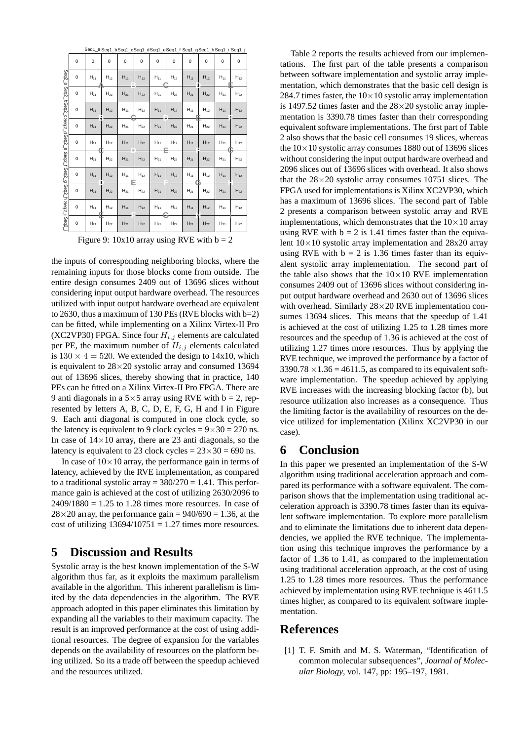| | | Seq1_a | Seq1_b | Seq1_c | Seq1_d | Seq1_e | Seq1_f | Seq1_g | Seq1_h | Seq1_i | Seq1_j |
|---|---|---|---|---|---|---|---|---|---|---|---|
| | 0 | 0 | 0 | 0 | 0 | 0 | 0 | 0 | 0 | 0 | 0 |
| Seq2_a | 0 | $H_{11}$ | $H_{12}$ | $H_{11}$ | $H_{12}$ | $H_{11}$ | $H_{12}$ | $H_{11}$ | $H_{12}$ | $H_{11}$ | $H_{12}$ |
| Seq2_b | 0 | $H_{21}$ | $H_{22}$ | $H_{21}$ | $H_{22}$ | $H_{21}$ | $H_{22}$ | $H_{21}$ | $H_{22}$ | $H_{21}$ | $H_{22}$ |
| Seq2_c | 0 | $H_{11}$ | $H_{12}$ | $H_{11}$ | $H_{12}$ | $H_{11}$ | $H_{12}$ | $H_{11}$ | $H_{12}$ | $H_{11}$ | $H_{12}$ |
| Seq2_d | 0 | $H_{21}$ | $H_{22}$ | $H_{21}$ | $H_{22}$ | $H_{21}$ | $H_{22}$ | $H_{21}$ | $H_{22}$ | $H_{21}$ | $H_{22}$ |
| Seq2_e | 0 | $H_{11}$ | $H_{12}$ | $H_{11}$ | $H_{12}$ | $H_{11}$ | $H_{12}$ | $H_{11}$ | $H_{12}$ | $H_{11}$ | $H_{12}$ |
| Seq2_f | 0 | $H_{21}$ | $H_{22}$ | $H_{21}$ | $H_{22}$ | $H_{21}$ | $H_{22}$ | $H_{21}$ | $H_{22}$ | $H_{21}$ | $H_{22}$ |
| Seq2_g | 0 | $H_{11}$ | $H_{12}$ | $H_{11}$ | $H_{12}$ | $H_{11}$ | $H_{12}$ | $H_{11}$ | $H_{12}$ | $H_{11}$ | $H_{12}$ |
| Seq2_h | 0 | $H_{21}$ | $H_{22}$ | $H_{21}$ | $H_{22}$ | $H_{21}$ | $H_{22}$ | $H_{21}$ | $H_{22}$ | $H_{21}$ | $H_{22}$ |
| Seq2_i | 0 | $H_{11}$ | $H_{12}$ | $H_{11}$ | $H_{12}$ | $H_{11}$ | $H_{12}$ | $H_{11}$ | $H_{12}$ | $H_{11}$ | $H_{12}$ |
| Seq2_j | 0 | $H_{21}$ | $H_{22}$ | $H_{21}$ | $H_{22}$ | $H_{21}$ | $H_{22}$ | $H_{21}$ | $H_{22}$ | $H_{21}$ | $H_{22}$ |

Figure 9: 10x10 array using RVE with b = 2

the inputs of corresponding neighboring blocks, where the remaining inputs for those blocks come from outside. The entire design consumes 2409 out of 13696 slices without considering input output hardware overhead. The resources utilized with input output hardware overhead are equivalent to 2630, thus a maximum of 130 PEs (RVE blocks with b=2) can be fitted, while implementing on a Xilinx Virtex-II Pro (XC2VP30) FPGA. Since four $H_{i,j}$ elements are calculated per PE, the maximum number of $H_{i,j}$ elements calculated is $130 \times 4 = 520$. We extended the design to 14x10, which is equivalent to 28×20 systolic array and consumed 13694 out of 13696 slices, thereby showing that in practice, 140 PEs can be fitted on a Xilinx Virtex-II Pro FPGA. There are 9 anti diagonals in a 5×5 array using RVE with b = 2, represented by letters A, B, C, D, E, F, G, H and I in Figure 9. Each anti diagonal is computed in one clock cycle, so the latency is equivalent to 9 clock cycles = 9×30 = 270 ns. In case of 14×10 array, there are 23 anti diagonals, so the latency is equivalent to 23 clock cycles = 23×30 = 690 ns.

In case of 10×10 array, the performance gain in terms of latency, achieved by the RVE implementation, as compared to a traditional systolic array = 380/270 = 1.41. This performance gain is achieved at the cost of utilizing 2630/2096 to 2409/1880 = 1.25 to 1.28 times more resources. In case of 28×20 array, the performance gain = 940/690 = 1.36, at the cost of utilizing 13694/10751 = 1.27 times more resources.

# 5 Discussion and Results

Systolic array is the best known implementation of the S-W algorithm thus far, as it exploits the maximum parallelism available in the algorithm. This inherent parallelism is limited by the data dependencies in the algorithm. The RVE approach adopted in this paper eliminates this limitation by expanding all the variables to their maximum capacity. The result is an improved performance at the cost of using additional resources. The degree of expansion for the variables depends on the availability of resources on the platform being utilized. So its a trade off between the speedup achieved and the resources utilized.

Table 2 reports the results achieved from our implementations. The first part of the table presents a comparison between software implementation and systolic array implementation, which demonstrates that the basic cell design is 284.7 times faster, the 10×10 systolic array implementation is 1497.52 times faster and the 28×20 systolic array implementation is 3390.78 times faster than their corresponding equivalent software implementations. The first part of Table 2 also shows that the basic cell consumes 19 slices, whereas the 10×10 systolic array consumes 1880 out of 13696 slices without considering the input output hardware overhead and 2096 slices out of 13696 slices with overhead. It also shows that the 28×20 systolic array consumes 10751 slices. The FPGA used for implementations is Xilinx XC2VP30, which has a maximum of 13696 slices. The second part of Table 2 presents a comparison between systolic array and RVE implementations, which demonstrates that the 10×10 array using RVE with b = 2 is 1.41 times faster than the equivalent 10×10 systolic array implementation and 28x20 array using RVE with b = 2 is 1.36 times faster than its equivalent systolic array implementation. The second part of the table also shows that the 10×10 RVE implementation consumes 2409 out of 13696 slices without considering input output hardware overhead and 2630 out of 13696 slices with overhead. Similarly 28×20 RVE implementation consumes 13694 slices. This means that the speedup of 1.41 is achieved at the cost of utilizing 1.25 to 1.28 times more resources and the speedup of 1.36 is achieved at the cost of utilizing 1.27 times more resources. Thus by applying the RVE technique, we improved the performance by a factor of 3390.78 ×1.36 = 4611.5, as compared to its equivalent software implementation. The speedup achieved by applying RVE increases with the increasing blocking factor (b), but resource utilization also increases as a consequence. Thus the limiting factor is the availability of resources on the device utilized for implementation (Xilinx XC2VP30 in our case).

# 6 Conclusion

In this paper we presented an implementation of the S-W algorithm using traditional acceleration approach and compared its performance with a software equivalent. The comparison shows that the implementation using traditional acceleration approach is 3390.78 times faster than its equivalent software implementation. To explore more parallelism and to eliminate the limitations due to inherent data dependencies, we applied the RVE technique. The implementation using this technique improves the performance by a factor of 1.36 to 1.41, as compared to the implementation using traditional acceleration approach, at the cost of using 1.25 to 1.28 times more resources. Thus the performance achieved by implementation using RVE technique is 4611.5 times higher, as compared to its equivalent software implementation.

# References

[1] T. F. Smith and M. S. Waterman, "Identification of common molecular subsequences", *Journal of Molecular Biology*, vol. 147, pp: 195–197, 1981.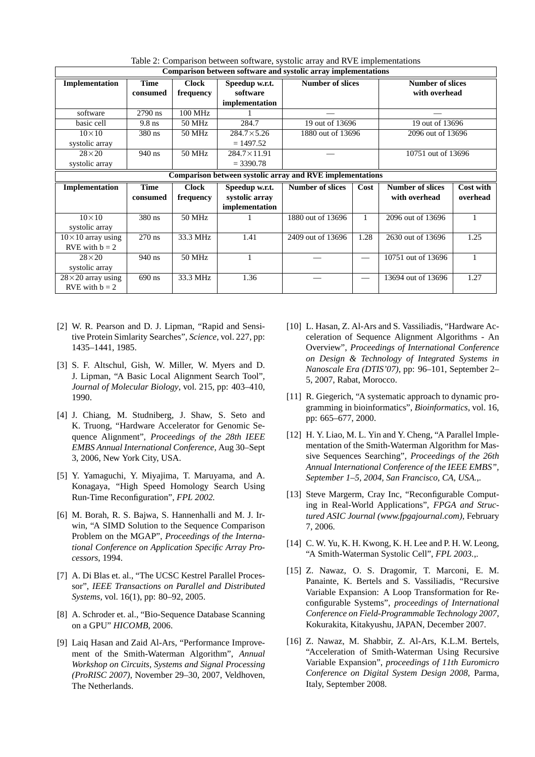Table 2: Comparison between software, systolic array and RVE implementations

| **Comparison between software and systolic array implementations** | | | | | | |
|---|---|---|---|---|---|---|
| **Implementation** | **Time consumed** | **Clock frequency** | **Speedup w.r.t. software implementation** | **Number of slices** | **Number of slices with overhead** | |
| software | 2790 ns | 100 MHz | 1 | — | — | |
| basic cell | 9.8 ns | 50 MHz | 284.7 | 19 out of 13696 | 19 out of 13696 | |
| $10\times10$ systolic array | 380 ns | 50 MHz | $284.7\times5.26$ $= 1497.52$ | 1880 out of 13696 | 2096 out of 13696 | |
| $28\times20$ systolic array | 940 ns | 50 MHz | $284.7\times11.91$ $= 3390.78$ | — | 10751 out of 13696 | |
| **Comparison between systolic array and RVE implementations** | | | | | | |
| **Implementation** | **Time consumed** | **Clock frequency** | **Speedup w.r.t. systolic array implementation** | **Number of slices** | **Cost** | **Number of slices with overhead** | **Cost with overhead** |
| $10\times10$ systolic array | 380 ns | 50 MHz | 1 | 1880 out of 13696 | 1 | 2096 out of 13696 | 1 |
| $10\times10$ array using RVE with b = 2 | 270 ns | 33.3 MHz | 1.41 | 2409 out of 13696 | 1.28 | 2630 out of 13696 | 1.25 |
| $28\times20$ systolic array | 940 ns | 50 MHz | 1 | — | — | 10751 out of 13696 | 1 |
| $28\times20$ array using RVE with b = 2 | 690 ns | 33.3 MHz | 1.36 | — | — | 13694 out of 13696 | 1.27 |

[2] W. R. Pearson and D. J. Lipman, "Rapid and Sensitive Protein Simlarity Searches", *Science*, vol. 227, pp: 1435–1441, 1985.

[3] S. F. Altschul, Gish, W. Miller, W. Myers and D. J. Lipman, "A Basic Local Alignment Search Tool", *Journal of Molecular Biology*, vol. 215, pp: 403–410, 1990.

[4] J. Chiang, M. Studniberg, J. Shaw, S. Seto and K. Truong, "Hardware Accelerator for Genomic Sequence Alignment", *Proceedings of the 28th IEEE EMBS Annual International Conference*, Aug 30–Sept 3, 2006, New York City, USA.

[5] Y. Yamaguchi, Y. Miyajima, T. Maruyama, and A. Konagaya, "High Speed Homology Search Using Run-Time Reconfiguration", *FPL 2002.*

[6] M. Borah, R. S. Bajwa, S. Hannenhalli and M. J. Irwin, "A SIMD Solution to the Sequence Comparison Problem on the MGAP", *Proceedings of the International Conference on Application Specific Array Processors*, 1994.

[7] A. Di Blas et. al., "The UCSC Kestrel Parallel Processor", *IEEE Transactions on Parallel and Distributed Systems*, vol. 16(1), pp: 80–92, 2005.

[8] A. Schroder et. al., "Bio-Sequence Database Scanning on a GPU" *HICOMB*, 2006.

[9] Laiq Hasan and Zaid Al-Ars, "Performance Improvement of the Smith-Waterman Algorithm", *Annual Workshop on Circuits, Systems and Signal Processing (ProRISC 2007)*, November 29–30, 2007, Veldhoven, The Netherlands.

[10] L. Hasan, Z. Al-Ars and S. Vassiliadis, "Hardware Acceleration of Sequence Alignment Algorithms - An Overview", *Proceedings of International Conference on Design & Technology of Integrated Systems in Nanoscale Era (DTIS'07)*, pp: 96–101, September 2–5, 2007, Rabat, Morocco.

[11] R. Giegerich, "A systematic approach to dynamic programming in bioinformatics", *Bioinformatics*, vol. 16, pp: 665–677, 2000.

[12] H. Y. Liao, M. L. Yin and Y. Cheng, "A Parallel Implementation of the Smith-Waterman Algorithm for Massive Sequences Searching", *Proceedings of the 26th Annual International Conference of the IEEE EMBS", September 1–5, 2004, San Francisco, CA, USA.,.*

[13] Steve Margerm, Cray Inc, "Reconfigurable Computing in Real-World Applications", *FPGA and Structured ASIC Journal (www.fpgajournal.com)*, February 7, 2006.

[14] C. W. Yu, K. H. Kwong, K. H. Lee and P. H. W. Leong, "A Smith-Waterman Systolic Cell", *FPL 2003.*,.

[15] Z. Nawaz, O. S. Dragomir, T. Marconi, E. M. Panainte, K. Bertels and S. Vassiliadis, "Recursive Variable Expansion: A Loop Transformation for Reconfigurable Systems", *proceedings of International Conference on Field-Programmable Technology 2007*, Kokurakita, Kitakyushu, JAPAN, December 2007.

[16] Z. Nawaz, M. Shabbir, Z. Al-Ars, K.L.M. Bertels, "Acceleration of Smith-Waterman Using Recursive Variable Expansion", *proceedings of 11th Euromicro Conference on Digital System Design 2008*, Parma, Italy, September 2008.